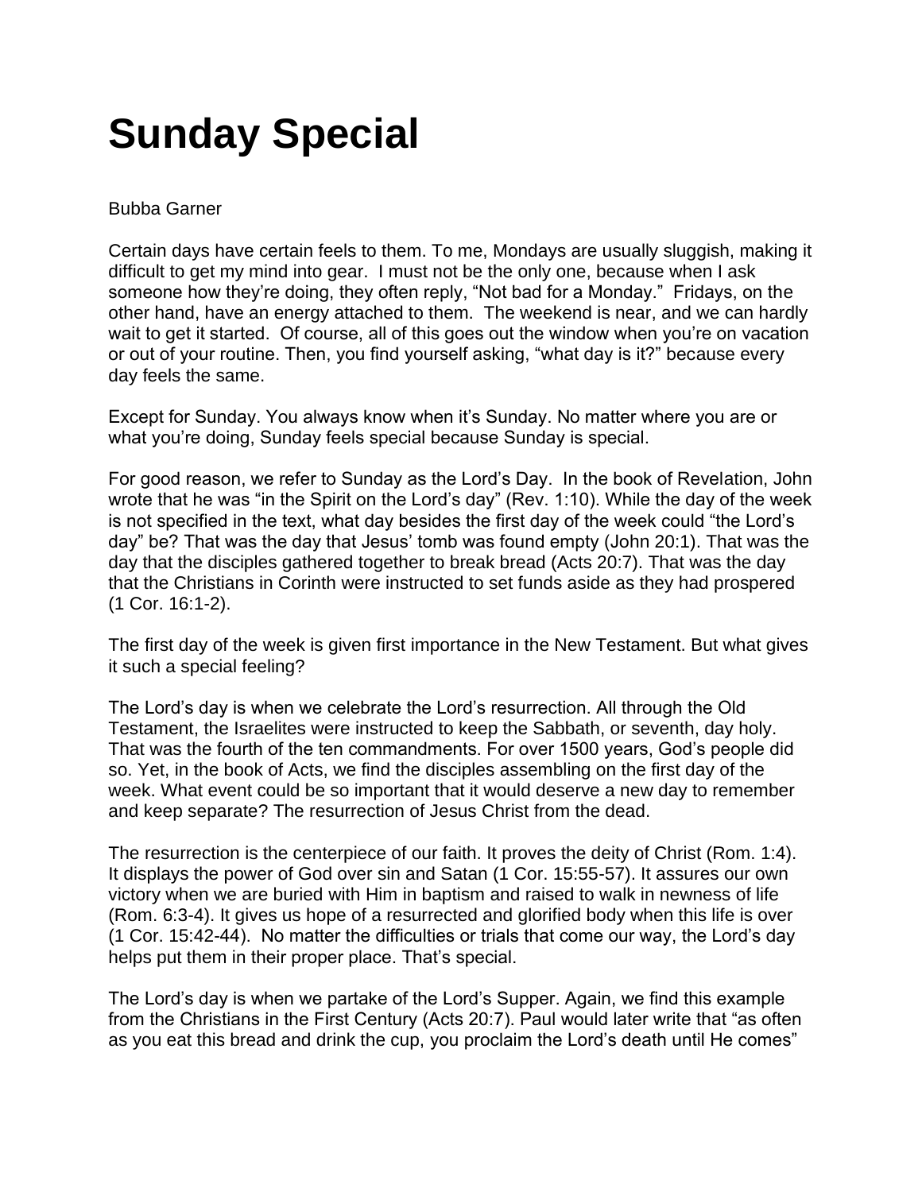# Sunday Special

Bubba Garner

Certain days have certain feels to them. To me, Mondays are usually sluggish, making it difficult to get my mind into gear. I must not be the only one, because when I ask someone how they're doing, they often reply, "Not bad for a Monday." Fridays, on the other hand, have an energy attached to them. The weekend is near, and we can hardly wait to get it started. Of course, all of this goes out the window when you're on vacation or out of your routine. Then, you find yourself asking, "what day is it?" because every day feels the same.

Except for Sunday. You always know when it's Sunday. No matter where you are or what you're doing, Sunday feels special because Sunday is special.

For good reason, we refer to Sunday as the Lord's Day. In the book of Revelation, John wrote that he was "in the Spirit on the Lord's day" (Rev. 1:10). While the day of the week is not specified in the text, what day besides the first day of the week could "the Lord's day" be? That was the day that Jesus' tomb was found empty (John 20:1). That was the day that the disciples gathered together to break bread (Acts 20:7). That was the day that the Christians in Corinth were instructed to set funds aside as they had prospered (1 Cor. 16:1-2).

The first day of the week is given first importance in the New Testament. But what gives it such a special feeling?

The Lord's day is when we celebrate the Lord's resurrection. All through the Old Testament, the Israelites were instructed to keep the Sabbath, or seventh, day holy. That was the fourth of the ten commandments. For over 1500 years, God's people did so. Yet, in the book of Acts, we find the disciples assembling on the first day of the week. What event could be so important that it would deserve a new day to remember and keep separate? The resurrection of Jesus Christ from the dead.

The resurrection is the centerpiece of our faith. It proves the deity of Christ (Rom. 1:4). It displays the power of God over sin and Satan (1 Cor. 15:55-57). It assures our own victory when we are buried with Him in baptism and raised to walk in newness of life (Rom. 6:3-4). It gives us hope of a resurrected and glorified body when this life is over (1 Cor. 15:42-44). No matter the difficulties or trials that come our way, the Lord's day helps put them in their proper place. That's special.

The Lord's day is when we partake of the Lord's Supper. Again, we find this example from the Christians in the First Century (Acts 20:7). Paul would later write that "as often as you eat this bread and drink the cup, you proclaim the Lord's death until He comes"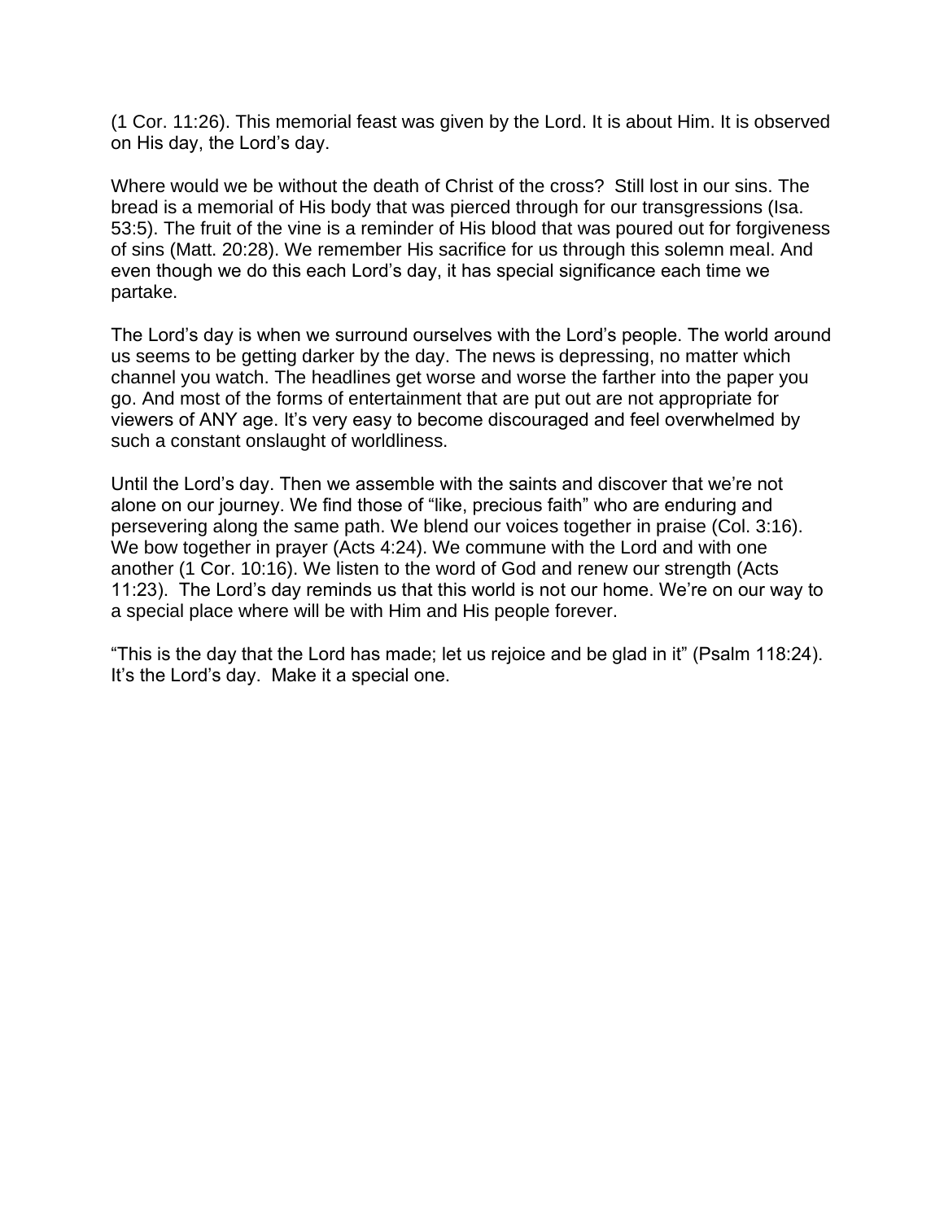(1 Cor. 11:26). This memorial feast was given by the Lord. It is about Him. It is observed on His day, the Lord's day.

Where would we be without the death of Christ of the cross? Still lost in our sins. The bread is a memorial of His body that was pierced through for our transgressions (Isa. 53:5). The fruit of the vine is a reminder of His blood that was poured out for forgiveness of sins (Matt. 20:28). We remember His sacrifice for us through this solemn meal. And even though we do this each Lord's day, it has special significance each time we partake.

The Lord's day is when we surround ourselves with the Lord's people. The world around us seems to be getting darker by the day. The news is depressing, no matter which channel you watch. The headlines get worse and worse the farther into the paper you go. And most of the forms of entertainment that are put out are not appropriate for viewers of ANY age. It's very easy to become discouraged and feel overwhelmed by such a constant onslaught of worldliness.

Until the Lord's day. Then we assemble with the saints and discover that we're not alone on our journey. We find those of "like, precious faith" who are enduring and persevering along the same path. We blend our voices together in praise (Col. 3:16). We bow together in prayer (Acts 4:24). We commune with the Lord and with one another (1 Cor. 10:16). We listen to the word of God and renew our strength (Acts 11:23). The Lord's day reminds us that this world is not our home. We're on our way to a special place where will be with Him and His people forever.

"This is the day that the Lord has made; let us rejoice and be glad in it" (Psalm 118:24). It's the Lord's day. Make it a special one.